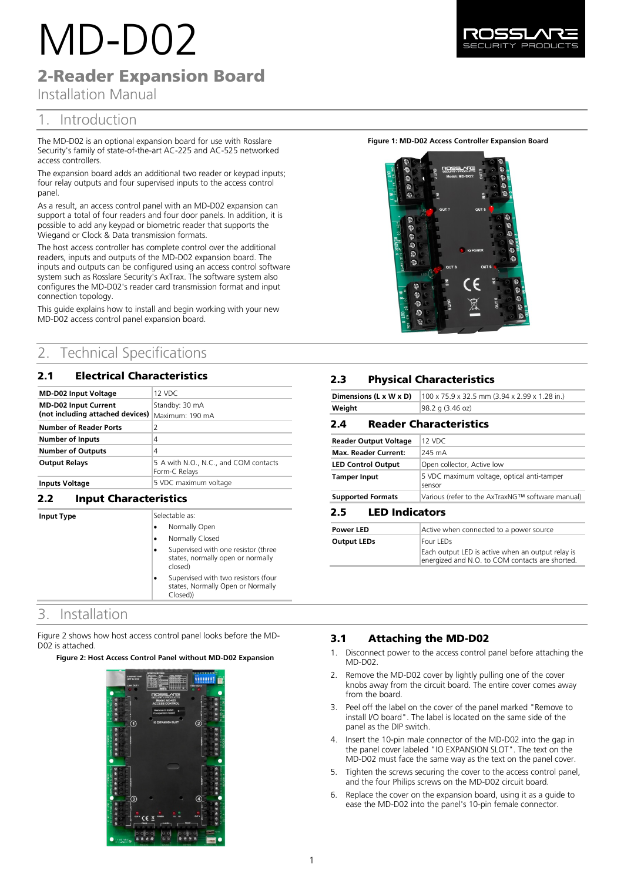# MD-D02

## 2-Reader Expansion Board

Installation Manual

## 1. Introduction

The MD-D02 is an optional expansion board for use with Rosslare Security's family of state-of-the-art AC-225 and AC-525 networked access controllers.

The expansion board adds an additional two reader or keypad inputs; four relay outputs and four supervised inputs to the access control panel.

As a result, an access control panel with an MD-D02 expansion can support a total of four readers and four door panels. In addition, it is possible to add any keypad or biometric reader that supports the Wiegand or Clock & Data transmission formats.

The host access controller has complete control over the additional readers, inputs and outputs of the MD-D02 expansion board. The inputs and outputs can be configured using an access control software system such as Rosslare Security's AxTrax. The software system also configures the MD-D02's reader card transmission format and input connection topology.

This guide explains how to install and begin working with your new MD-D02 access control panel expansion board.

**Figure 1: MD-D02 Access Controller Expansion Board**

## 2. Technical Specifications

### 2.1 Electrical Characteristics

| | |
|---|---|
| **MD-D02 Input Voltage** | 12 VDC |
| **MD-D02 Input Current (not including attached devices)** | Standby: 30 mA<br>Maximum: 190 mA |
| **Number of Reader Ports** | 2 |
| **Number of Inputs** | 4 |
| **Number of Outputs** | 4 |
| **Output Relays** | 5 A with N.O., N.C., and COM contacts Form-C Relays |
| **Inputs Voltage** | 5 VDC maximum voltage |

### 2.2 Input Characteristics

| | |
|---|---|
| **Input Type** | Selectable as:<br>• Normally Open<br>• Normally Closed<br>• Supervised with one resistor (three states, normally open or normally closed)<br>• Supervised with two resistors (four states, Normally Open or Normally Closed)) |

### 2.3 Physical Characteristics

| | |
|---|---|
| **Dimensions (L x W x D)** | 100 x 75.9 x 32.5 mm (3.94 x 2.99 x 1.28 in.) |
| **Weight** | 98.2 g (3.46 oz) |

### 2.4 Reader Characteristics

| | |
|---|---|
| **Reader Output Voltage** | 12 VDC |
| **Max. Reader Current:** | 245 mA |
| **LED Control Output** | Open collector, Active low |
| **Tamper Input** | 5 VDC maximum voltage, optical anti-tamper sensor |
| **Supported Formats** | Various (refer to the AxTraxNG™ software manual) |

### 2.5 LED Indicators

| | |
|---|---|
| **Power LED** | Active when connected to a power source |
| **Output LEDs** | Four LEDs<br>Each output LED is active when an output relay is energized and N.O. to COM contacts are shorted. |

## 3. Installation

Figure 2 shows how host access control panel looks before the MD-D02 is attached.

**Figure 2: Host Access Control Panel without MD-D02 Expansion**

### 3.1 Attaching the MD-D02

1. Disconnect power to the access control panel before attaching the MD-D02.
2. Remove the MD-D02 cover by lightly pulling one of the cover knobs away from the circuit board. The entire cover comes away from the board.
3. Peel off the label on the cover of the panel marked "Remove to install I/O board". The label is located on the same side of the panel as the DIP switch.
4. Insert the 10-pin male connector of the MD-D02 into the gap in the panel cover labeled "IO EXPANSION SLOT". The text on the MD-D02 must face the same way as the text on the panel cover.
5. Tighten the screws securing the cover to the access control panel, and the four Philips screws on the MD-D02 circuit board.
6. Replace the cover on the expansion board, using it as a guide to ease the MD-D02 into the panel's 10-pin female connector.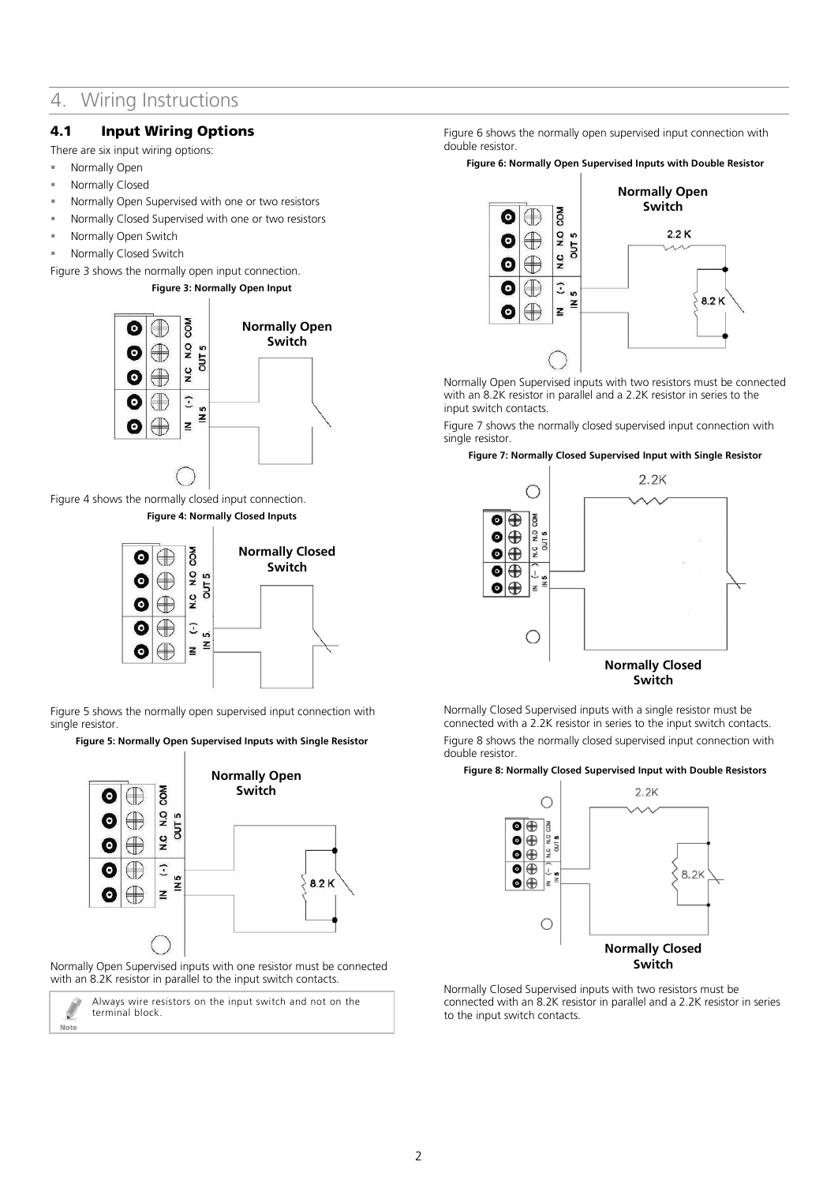# 4. Wiring Instructions

## 4.1 Input Wiring Options

There are six input wiring options:

- Normally Open
- Normally Closed
- Normally Open Supervised with one or two resistors
- Normally Closed Supervised with one or two resistors
- Normally Open Switch
- Normally Closed Switch

Figure 3 shows the normally open input connection.

**Figure 3: Normally Open Input**

Figure 4 shows the normally closed input connection.

**Figure 4: Normally Closed Inputs**

Figure 5 shows the normally open supervised input connection with single resistor.

**Figure 5: Normally Open Supervised Inputs with Single Resistor**

Normally Open Supervised inputs with one resistor must be connected with an 8.2K resistor in parallel to the input switch contacts.

> **Note:** Always wire resistors on the input switch and not on the terminal block.

Figure 6 shows the normally open supervised input connection with double resistor.

**Figure 6: Normally Open Supervised Inputs with Double Resistor**

Normally Open Supervised inputs with two resistors must be connected with an 8.2K resistor in parallel and a 2.2K resistor in series to the input switch contacts.

Figure 7 shows the normally closed supervised input connection with single resistor.

**Figure 7: Normally Closed Supervised Input with Single Resistor**

Normally Closed Supervised inputs with a single resistor must be connected with a 2.2K resistor in series to the input switch contacts.

Figure 8 shows the normally closed supervised input connection with double resistor.

**Figure 8: Normally Closed Supervised Input with Double Resistors**

Normally Closed Supervised inputs with two resistors must be connected with an 8.2K resistor in parallel and a 2.2K resistor in series to the input switch contacts.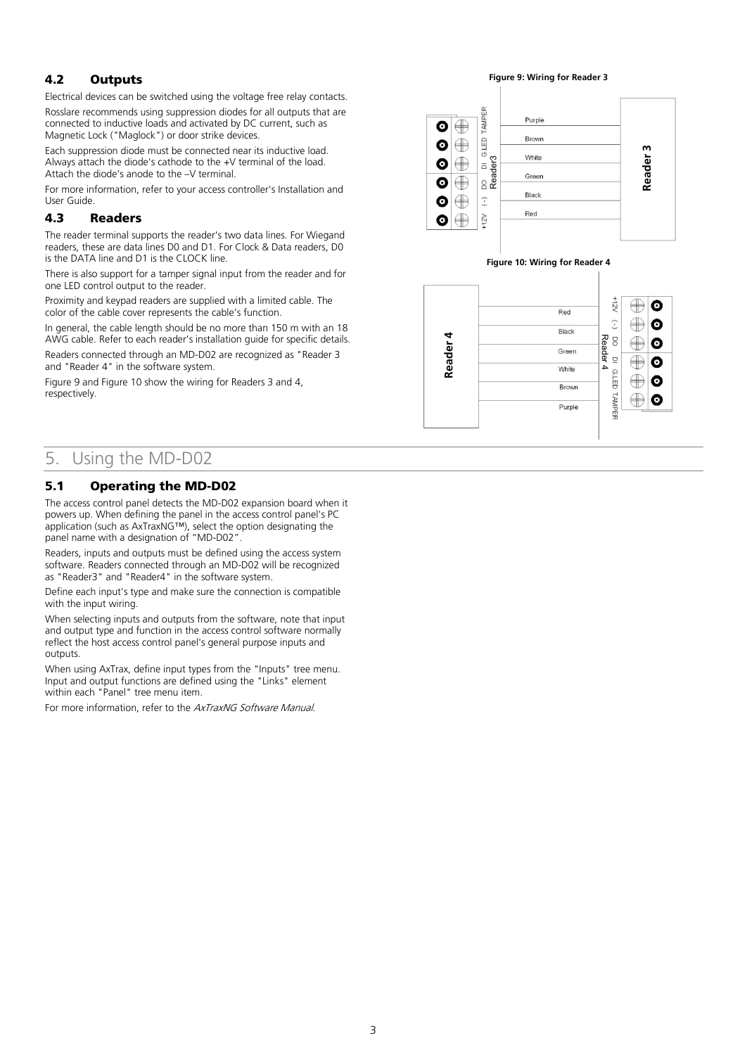## 4.2 Outputs

Electrical devices can be switched using the voltage free relay contacts.

Rosslare recommends using suppression diodes for all outputs that are connected to inductive loads and activated by DC current, such as Magnetic Lock ("Maglock") or door strike devices.

Each suppression diode must be connected near its inductive load. Always attach the diode's cathode to the +V terminal of the load. Attach the diode's anode to the –V terminal.

For more information, refer to your access controller's Installation and User Guide.

## 4.3 Readers

The reader terminal supports the reader's two data lines. For Wiegand readers, these are data lines D0 and D1. For Clock & Data readers, D0 is the DATA line and D1 is the CLOCK line.

There is also support for a tamper signal input from the reader and for one LED control output to the reader.

Proximity and keypad readers are supplied with a limited cable. The color of the cable cover represents the cable's function.

In general, the cable length should be no more than 150 m with an 18 AWG cable. Refer to each reader's installation guide for specific details.

Readers connected through an MD-D02 are recognized as "Reader 3 and "Reader 4" in the software system.

Figure 9 and Figure 10 show the wiring for Readers 3 and 4, respectively.

**Figure 9: Wiring for Reader 3**

**Figure 10: Wiring for Reader 4**

# 5. Using the MD-D02

## 5.1 Operating the MD-D02

The access control panel detects the MD-D02 expansion board when it powers up. When defining the panel in the access control panel's PC application (such as AxTraxNG™), select the option designating the panel name with a designation of "MD-D02".

Readers, inputs and outputs must be defined using the access system software. Readers connected through an MD-D02 will be recognized as "Reader3" and "Reader4" in the software system.

Define each input's type and make sure the connection is compatible with the input wiring.

When selecting inputs and outputs from the software, note that input and output type and function in the access control software normally reflect the host access control panel's general purpose inputs and outputs.

When using AxTrax, define input types from the "Inputs" tree menu. Input and output functions are defined using the "Links" element within each "Panel" tree menu item.

For more information, refer to the *AxTraxNG Software Manual*.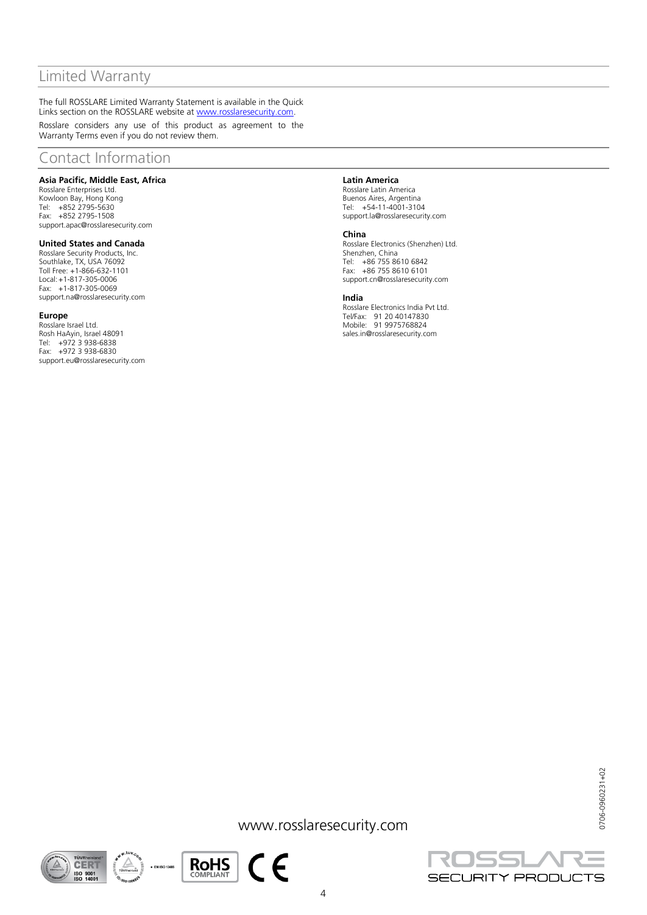## Limited Warranty

The full ROSSLARE Limited Warranty Statement is available in the Quick Links section on the ROSSLARE website at www.rosslaresecurity.com.

Rosslare considers any use of this product as agreement to the Warranty Terms even if you do not review them.

## Contact Information

**Asia Pacific, Middle East, Africa**
Rosslare Enterprises Ltd.
Kowloon Bay, Hong Kong
Tel: +852 2795-5630
Fax: +852 2795-1508
support.apac@rosslaresecurity.com

**United States and Canada**
Rosslare Security Products, Inc.
Southlake, TX, USA 76092
Toll Free: +1-866-632-1101
Local: +1-817-305-0006
Fax: +1-817-305-0069
support.na@rosslaresecurity.com

**Europe**
Rosslare Israel Ltd.
Rosh HaAyin, Israel 48091
Tel: +972 3 938-6838
Fax: +972 3 938-6830
support.eu@rosslaresecurity.com

**Latin America**
Rosslare Latin America
Buenos Aires, Argentina
Tel: +54-11-4001-3104
support.la@rosslaresecurity.com

**China**
Rosslare Electronics (Shenzhen) Ltd.
Shenzhen, China
Tel: +86 755 8610 6842
Fax: +86 755 8610 6101
support.cn@rosslaresecurity.com

**India**
Rosslare Electronics India Pvt Ltd.
Tel/Fax: 91 20 40147830
Mobile: 91 9975768824
sales.in@rosslaresecurity.com

www.rosslaresecurity.com

0706-0960231+02

TÜVRheinland CERT ISO 9001 ISO 14001

EN ISO 13485

RoHS COMPLIANT

CE

ROSSLARE SECURITY PRODUCTS